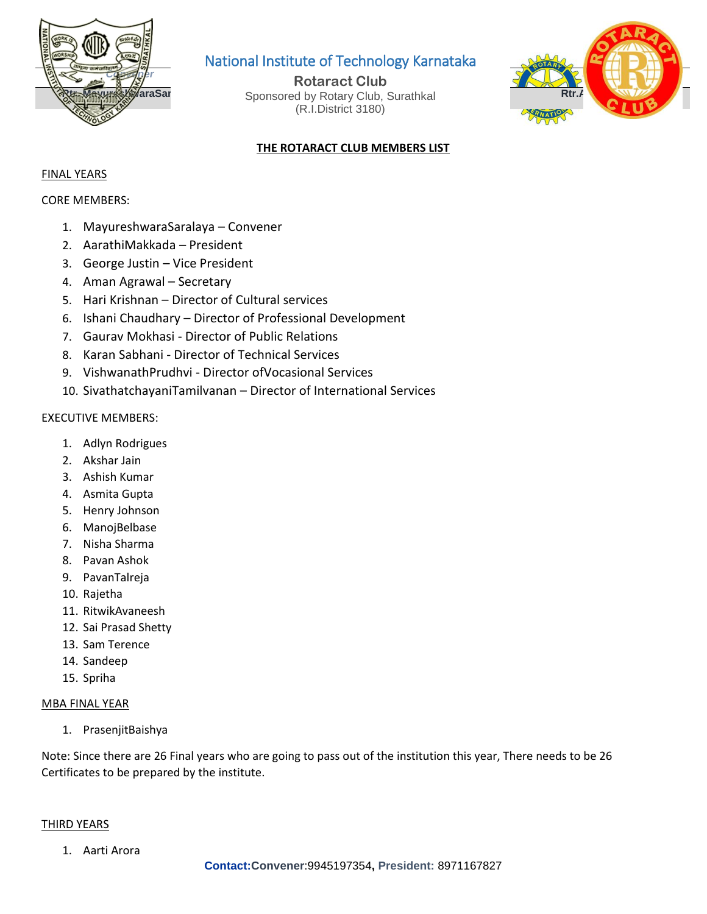# National Institute of Technology Karnataka

**Rotaract Club**

Sponsored by Rotary Club, Surathkal
(R.I.District 3180)

## THE ROTARACT CLUB MEMBERS LIST

FINAL YEARS

CORE MEMBERS:

1. MayureshwaraSaralaya – Convener
2. AarathiMakkada – President
3. George Justin – Vice President
4. Aman Agrawal – Secretary
5. Hari Krishnan – Director of Cultural services
6. Ishani Chaudhary – Director of Professional Development
7. Gaurav Mokhasi - Director of Public Relations
8. Karan Sabhani - Director of Technical Services
9. VishwanathPrudhvi - Director ofVocasional Services
10. SivathatchayaniTamilvanan – Director of International Services

EXECUTIVE MEMBERS:

1. Adlyn Rodrigues
2. Akshar Jain
3. Ashish Kumar
4. Asmita Gupta
5. Henry Johnson
6. ManojBelbase
7. Nisha Sharma
8. Pavan Ashok
9. PavanTalreja
10. Rajetha
11. RitwikAvaneesh
12. Sai Prasad Shetty
13. Sam Terence
14. Sandeep
15. Spriha

MBA FINAL YEAR

1. PrasenjitBaishya

Note: Since there are 26 Final years who are going to pass out of the institution this year, There needs to be 26 Certificates to be prepared by the institute.

THIRD YEARS

1. Aarti Arora

**Contact:Convener**:9945197354, **President:** 8971167827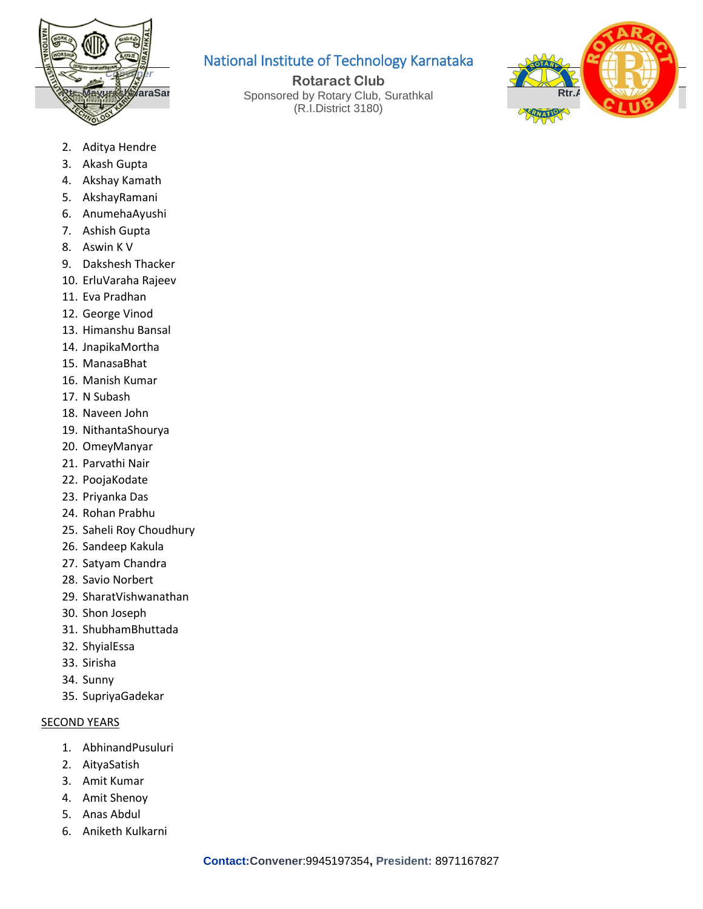2. Aditya Hendre
3. Akash Gupta
4. Akshay Kamath
5. AkshayRamani
6. AnumehaAyushi
7. Ashish Gupta
8. Aswin K V
9. Dakshesh Thacker
10. ErluVaraha Rajeev
11. Eva Pradhan
12. George Vinod
13. Himanshu Bansal
14. JnapikaMortha
15. ManasaBhat
16. Manish Kumar
17. N Subash
18. Naveen John
19. NithantaShourya
20. OmeyManyar
21. Parvathi Nair
22. PoojaKodate
23. Priyanka Das
24. Rohan Prabhu
25. Saheli Roy Choudhury
26. Sandeep Kakula
27. Satyam Chandra
28. Savio Norbert
29. SharatVishwanathan
30. Shon Joseph
31. ShubhamBhuttada
32. ShyialEssa
33. Sirisha
34. Sunny
35. SupriyaGadekar

<u>SECOND YEARS</u>

1. AbhinandPusuluri
2. AityaSatish
3. Amit Kumar
4. Amit Shenoy
5. Anas Abdul
6. Aniketh Kulkarni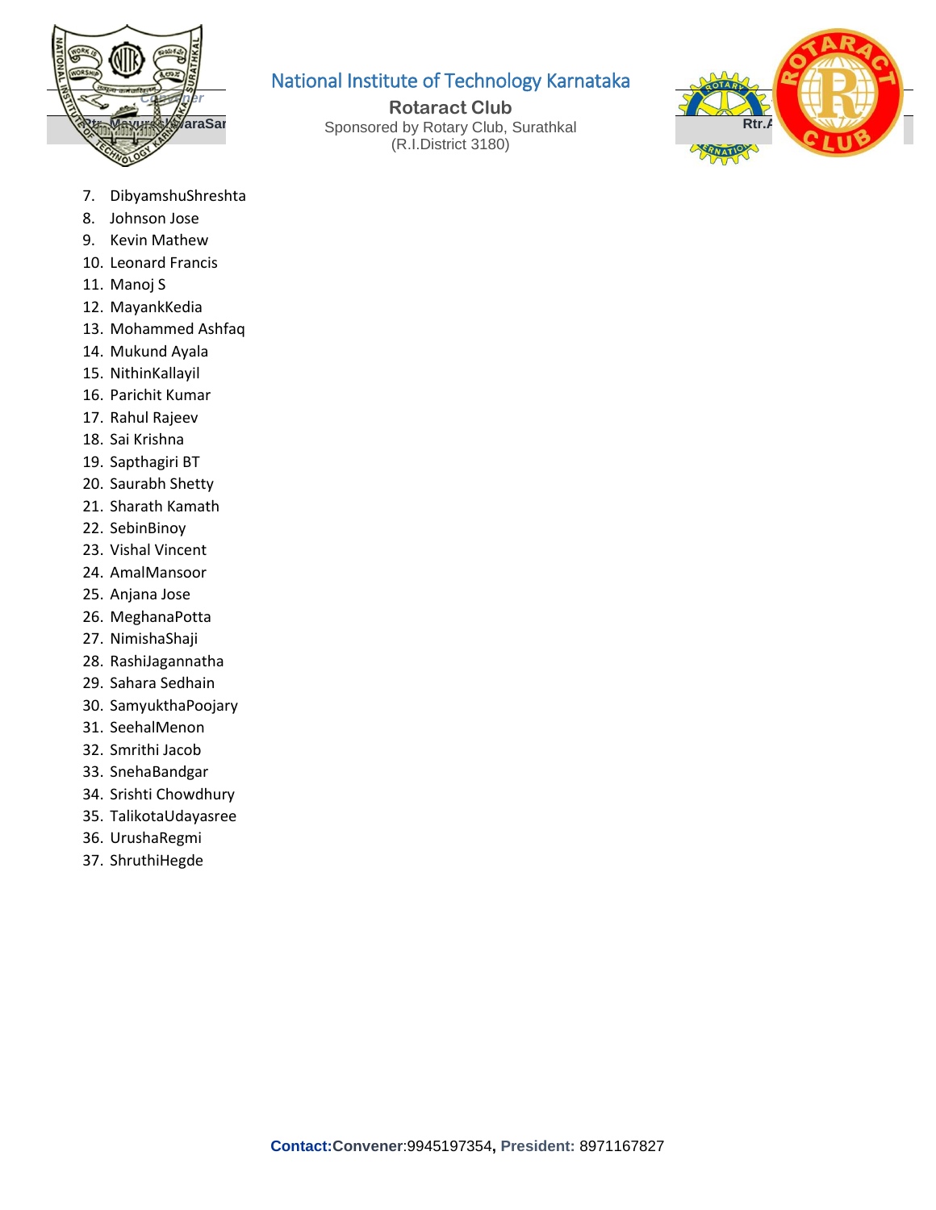7. DibyamshuShreshta
8. Johnson Jose
9. Kevin Mathew
10. Leonard Francis
11. Manoj S
12. MayankKedia
13. Mohammed Ashfaq
14. Mukund Ayala
15. NithinKallayil
16. Parichit Kumar
17. Rahul Rajeev
18. Sai Krishna
19. Sapthagiri BT
20. Saurabh Shetty
21. Sharath Kamath
22. SebinBinoy
23. Vishal Vincent
24. AmalMansoor
25. Anjana Jose
26. MeghanaPotta
27. NimishaShaji
28. RashiJagannatha
29. Sahara Sedhain
30. SamyukthaPoojary
31. SeehalMenon
32. Smrithi Jacob
33. SnehaBandgar
34. Srishti Chowdhury
35. TalikotaUdayasree
36. UrushaRegmi
37. ShruthiHegde